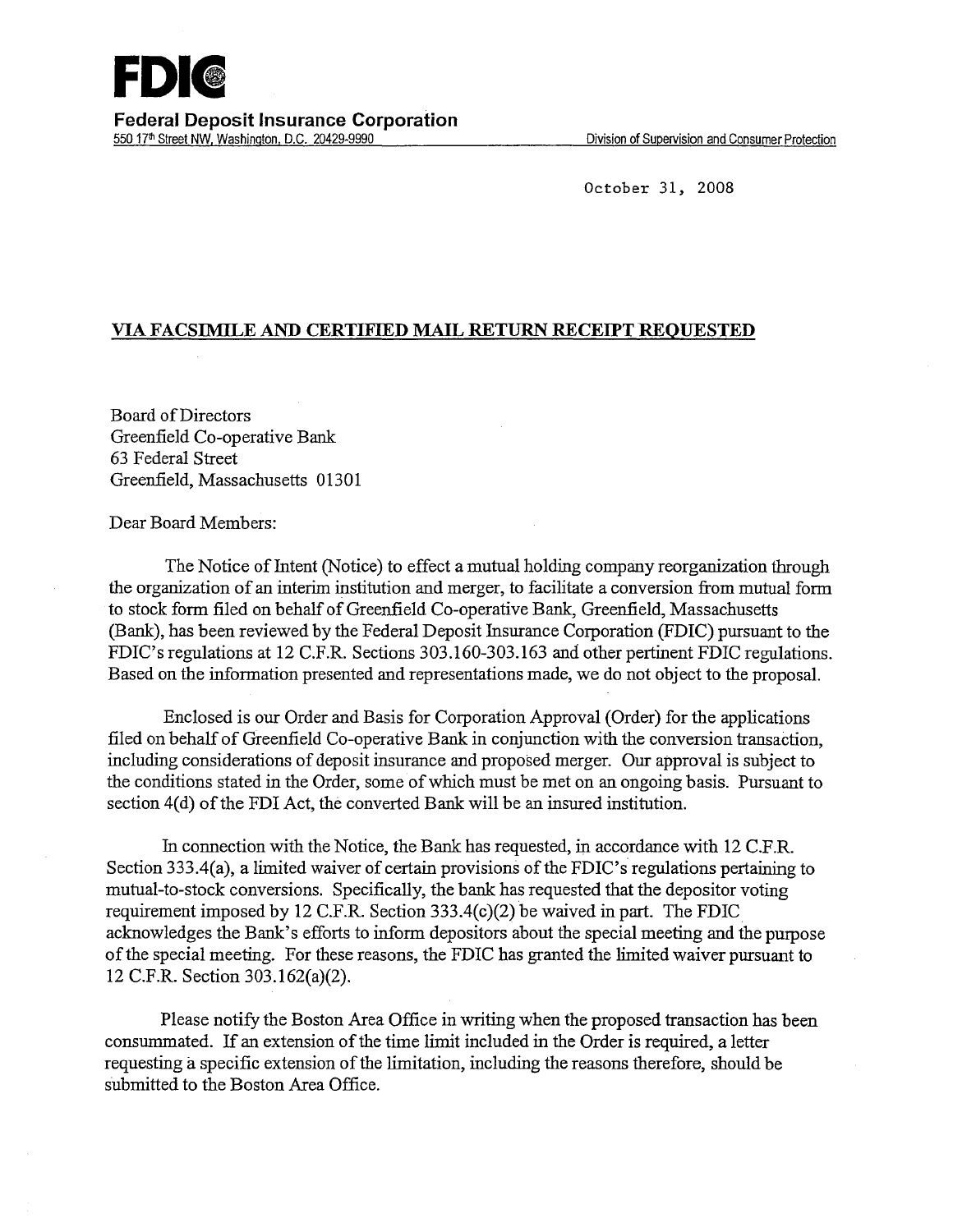# FDIC

**Federal Deposit Insurance Corporation**
550 17th Street NW, Washington, D.C. 20429-9990 — Division of Supervision and Consumer Protection

October 31, 2008

**VIA FACSIMILE AND CERTIFIED MAIL RETURN RECEIPT REQUESTED**

Board of Directors
Greenfield Co-operative Bank
63 Federal Street
Greenfield, Massachusetts 01301

Dear Board Members:

The Notice of Intent (Notice) to effect a mutual holding company reorganization through the organization of an interim institution and merger, to facilitate a conversion from mutual form to stock form filed on behalf of Greenfield Co-operative Bank, Greenfield, Massachusetts (Bank), has been reviewed by the Federal Deposit Insurance Corporation (FDIC) pursuant to the FDIC's regulations at 12 C.F.R. Sections 303.160-303.163 and other pertinent FDIC regulations. Based on the information presented and representations made, we do not object to the proposal.

Enclosed is our Order and Basis for Corporation Approval (Order) for the applications filed on behalf of Greenfield Co-operative Bank in conjunction with the conversion transaction, including considerations of deposit insurance and proposed merger. Our approval is subject to the conditions stated in the Order, some of which must be met on an ongoing basis. Pursuant to section 4(d) of the FDI Act, the converted Bank will be an insured institution.

In connection with the Notice, the Bank has requested, in accordance with 12 C.F.R. Section 333.4(a), a limited waiver of certain provisions of the FDIC's regulations pertaining to mutual-to-stock conversions. Specifically, the bank has requested that the depositor voting requirement imposed by 12 C.F.R. Section 333.4(c)(2) be waived in part. The FDIC acknowledges the Bank's efforts to inform depositors about the special meeting and the purpose of the special meeting. For these reasons, the FDIC has granted the limited waiver pursuant to 12 C.F.R. Section 303.162(a)(2).

Please notify the Boston Area Office in writing when the proposed transaction has been consummated. If an extension of the time limit included in the Order is required, a letter requesting a specific extension of the limitation, including the reasons therefore, should be submitted to the Boston Area Office.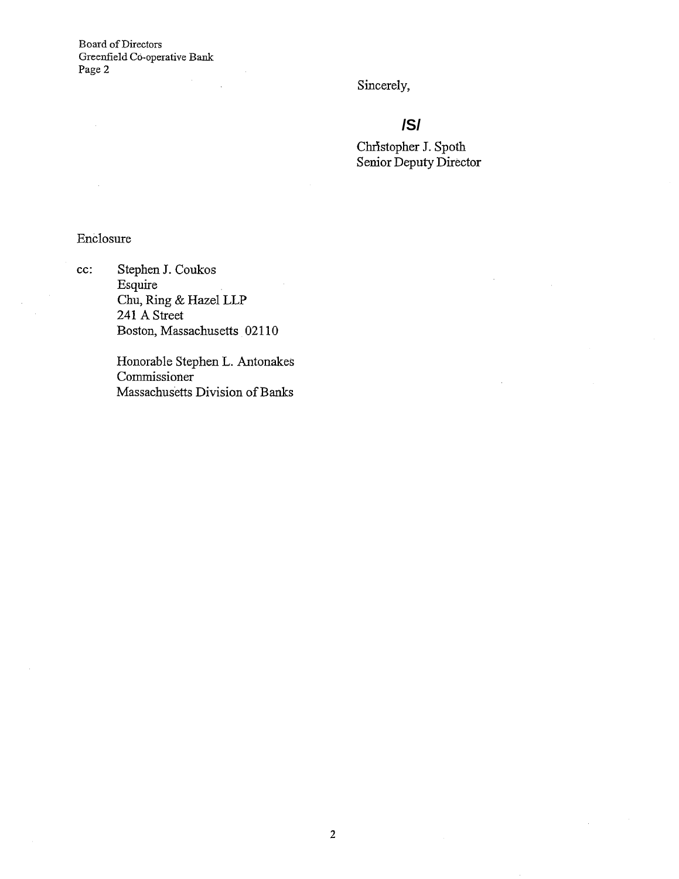Board of Directors
Greenfield Co-operative Bank
Page 2

Sincerely,

**/S/**

Christopher J. Spoth
Senior Deputy Director

Enclosure

cc: Stephen J. Coukos
Esquire
Chu, Ring & Hazel LLP
241 A Street
Boston, Massachusetts 02110

Honorable Stephen L. Antonakes
Commissioner
Massachusetts Division of Banks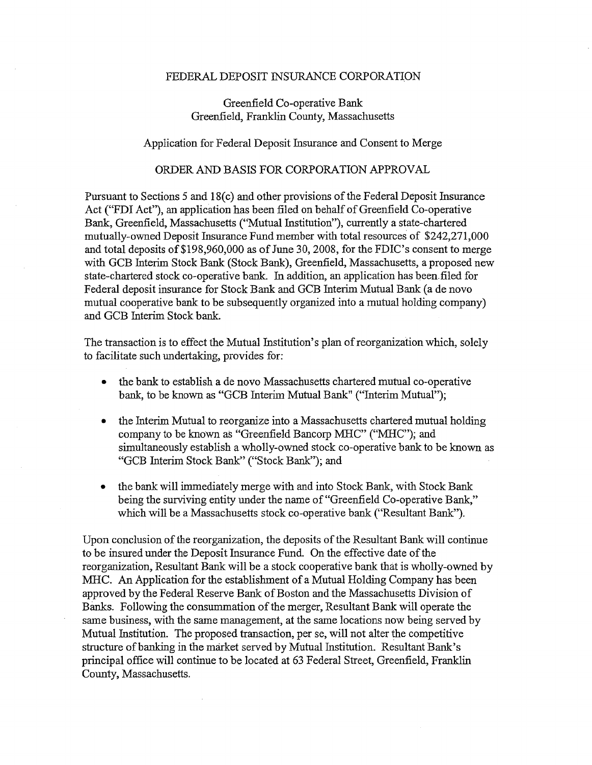FEDERAL DEPOSIT INSURANCE CORPORATION

Greenfield Co-operative Bank
Greenfield, Franklin County, Massachusetts

Application for Federal Deposit Insurance and Consent to Merge

ORDER AND BASIS FOR CORPORATION APPROVAL

Pursuant to Sections 5 and 18(c) and other provisions of the Federal Deposit Insurance Act ("FDI Act"), an application has been filed on behalf of Greenfield Co-operative Bank, Greenfield, Massachusetts ("Mutual Institution"), currently a state-chartered mutually-owned Deposit Insurance Fund member with total resources of $242,271,000 and total deposits of $198,960,000 as of June 30, 2008, for the FDIC's consent to merge with GCB Interim Stock Bank (Stock Bank), Greenfield, Massachusetts, a proposed new state-chartered stock co-operative bank. In addition, an application has been filed for Federal deposit insurance for Stock Bank and GCB Interim Mutual Bank (a de novo mutual cooperative bank to be subsequently organized into a mutual holding company) and GCB Interim Stock bank.

The transaction is to effect the Mutual Institution's plan of reorganization which, solely to facilitate such undertaking, provides for:

- the bank to establish a de novo Massachusetts chartered mutual co-operative bank, to be known as "GCB Interim Mutual Bank" ("Interim Mutual");
- the Interim Mutual to reorganize into a Massachusetts chartered mutual holding company to be known as "Greenfield Bancorp MHC" ("MHC"); and simultaneously establish a wholly-owned stock co-operative bank to be known as "GCB Interim Stock Bank" ("Stock Bank"); and
- the bank will immediately merge with and into Stock Bank, with Stock Bank being the surviving entity under the name of "Greenfield Co-operative Bank," which will be a Massachusetts stock co-operative bank ("Resultant Bank").

Upon conclusion of the reorganization, the deposits of the Resultant Bank will continue to be insured under the Deposit Insurance Fund. On the effective date of the reorganization, Resultant Bank will be a stock cooperative bank that is wholly-owned by MHC. An Application for the establishment of a Mutual Holding Company has been approved by the Federal Reserve Bank of Boston and the Massachusetts Division of Banks. Following the consummation of the merger, Resultant Bank will operate the same business, with the same management, at the same locations now being served by Mutual Institution. The proposed transaction, per se, will not alter the competitive structure of banking in the market served by Mutual Institution. Resultant Bank's principal office will continue to be located at 63 Federal Street, Greenfield, Franklin County, Massachusetts.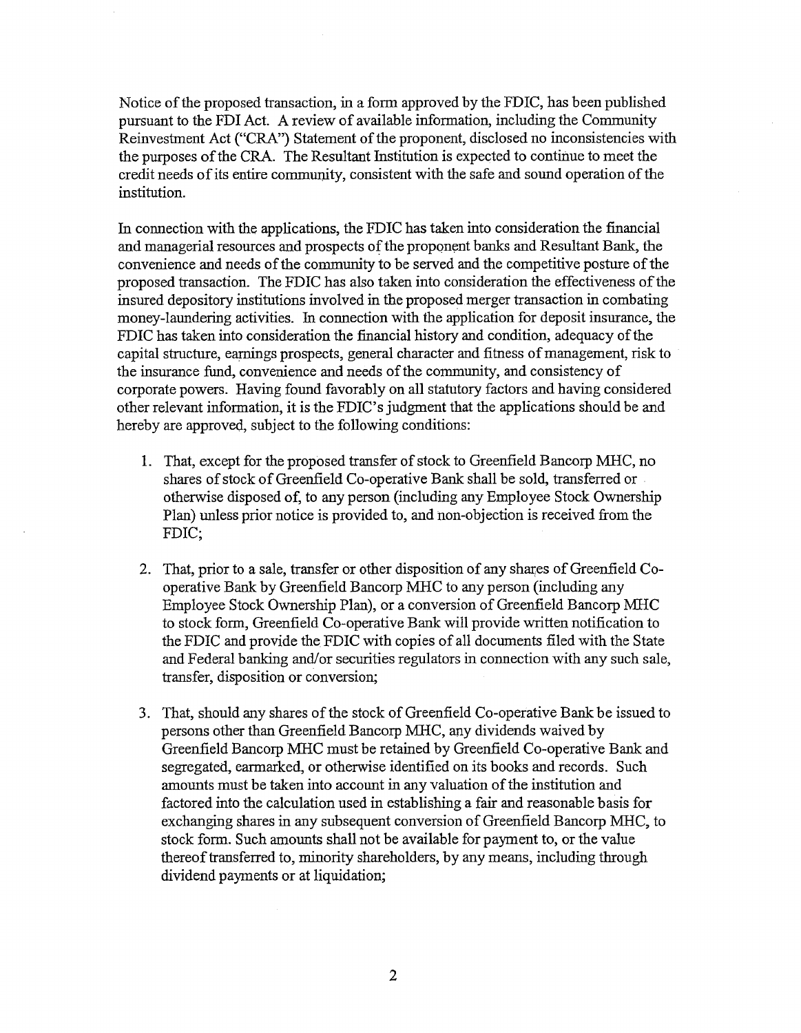Notice of the proposed transaction, in a form approved by the FDIC, has been published pursuant to the FDI Act. A review of available information, including the Community Reinvestment Act ("CRA") Statement of the proponent, disclosed no inconsistencies with the purposes of the CRA. The Resultant Institution is expected to continue to meet the credit needs of its entire community, consistent with the safe and sound operation of the institution.

In connection with the applications, the FDIC has taken into consideration the financial and managerial resources and prospects of the proponent banks and Resultant Bank, the convenience and needs of the community to be served and the competitive posture of the proposed transaction. The FDIC has also taken into consideration the effectiveness of the insured depository institutions involved in the proposed merger transaction in combating money-laundering activities. In connection with the application for deposit insurance, the FDIC has taken into consideration the financial history and condition, adequacy of the capital structure, earnings prospects, general character and fitness of management, risk to the insurance fund, convenience and needs of the community, and consistency of corporate powers. Having found favorably on all statutory factors and having considered other relevant information, it is the FDIC's judgment that the applications should be and hereby are approved, subject to the following conditions:

1. That, except for the proposed transfer of stock to Greenfield Bancorp MHC, no shares of stock of Greenfield Co-operative Bank shall be sold, transferred or otherwise disposed of, to any person (including any Employee Stock Ownership Plan) unless prior notice is provided to, and non-objection is received from the FDIC;

2. That, prior to a sale, transfer or other disposition of any shares of Greenfield Co-operative Bank by Greenfield Bancorp MHC to any person (including any Employee Stock Ownership Plan), or a conversion of Greenfield Bancorp MHC to stock form, Greenfield Co-operative Bank will provide written notification to the FDIC and provide the FDIC with copies of all documents filed with the State and Federal banking and/or securities regulators in connection with any such sale, transfer, disposition or conversion;

3. That, should any shares of the stock of Greenfield Co-operative Bank be issued to persons other than Greenfield Bancorp MHC, any dividends waived by Greenfield Bancorp MHC must be retained by Greenfield Co-operative Bank and segregated, earmarked, or otherwise identified on its books and records. Such amounts must be taken into account in any valuation of the institution and factored into the calculation used in establishing a fair and reasonable basis for exchanging shares in any subsequent conversion of Greenfield Bancorp MHC, to stock form. Such amounts shall not be available for payment to, or the value thereof transferred to, minority shareholders, by any means, including through dividend payments or at liquidation;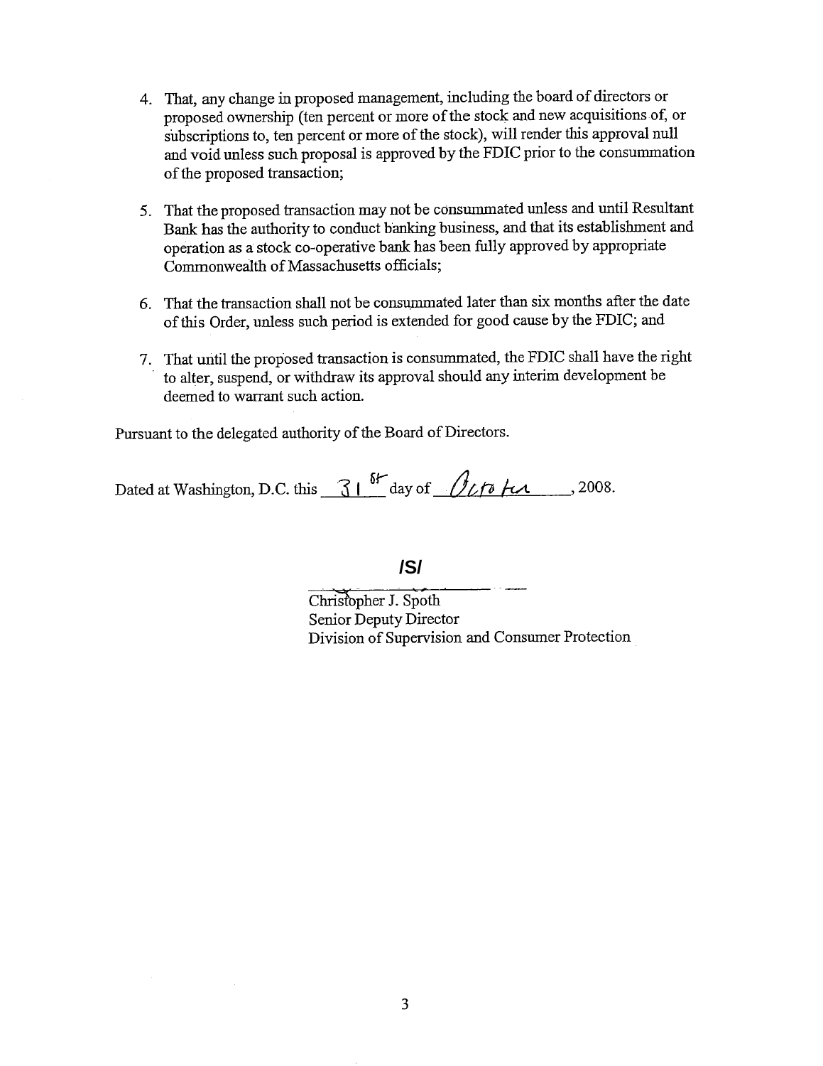4. That, any change in proposed management, including the board of directors or proposed ownership (ten percent or more of the stock and new acquisitions of, or subscriptions to, ten percent or more of the stock), will render this approval null and void unless such proposal is approved by the FDIC prior to the consummation of the proposed transaction;

5. That the proposed transaction may not be consummated unless and until Resultant Bank has the authority to conduct banking business, and that its establishment and operation as a stock co-operative bank has been fully approved by appropriate Commonwealth of Massachusetts officials;

6. That the transaction shall not be consummated later than six months after the date of this Order, unless such period is extended for good cause by the FDIC; and

7. That until the proposed transaction is consummated, the FDIC shall have the right to alter, suspend, or withdraw its approval should any interim development be deemed to warrant such action.

Pursuant to the delegated authority of the Board of Directors.

Dated at Washington, D.C. this 31st day of October, 2008.

/S/

Christopher J. Spoth
Senior Deputy Director
Division of Supervision and Consumer Protection